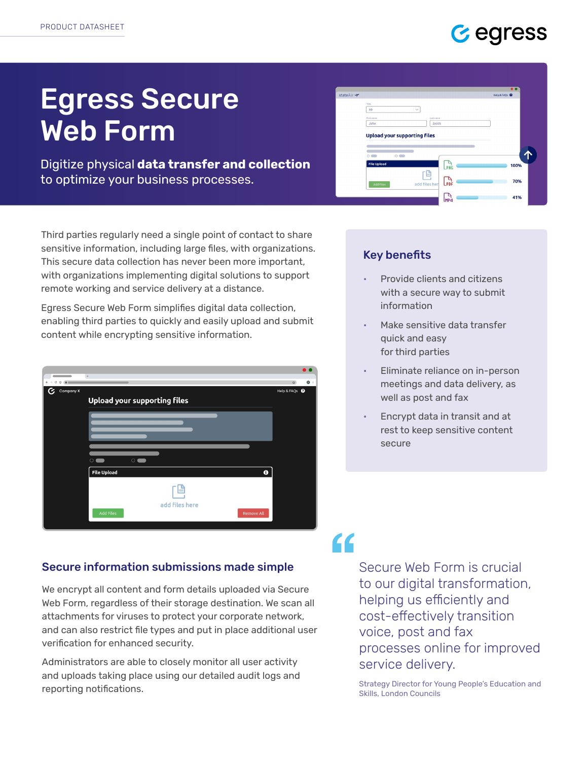PRODUCT DATASHEET

# Egress Secure Web Form

Digitize physical **data transfer and collection** to optimize your business processes.

Third parties regularly need a single point of contact to share sensitive information, including large files, with organizations. This secure data collection has never been more important, with organizations implementing digital solutions to support remote working and service delivery at a distance.

Egress Secure Web Form simplifies digital data collection, enabling third parties to quickly and easily upload and submit content while encrypting sensitive information.

## Key benefits

- Provide clients and citizens with a secure way to submit information
- Make sensitive data transfer quick and easy for third parties
- Eliminate reliance on in-person meetings and data delivery, as well as post and fax
- Encrypt data in transit and at rest to keep sensitive content secure

## Secure information submissions made simple

We encrypt all content and form details uploaded via Secure Web Form, regardless of their storage destination. We scan all attachments for viruses to protect your corporate network, and can also restrict file types and put in place additional user verification for enhanced security.

Administrators are able to closely monitor all user activity and uploads taking place using our detailed audit logs and reporting notifications.

> Secure Web Form is crucial to our digital transformation, helping us efficiently and cost-effectively transition voice, post and fax processes online for improved service delivery.
>
> Strategy Director for Young People's Education and Skills, London Councils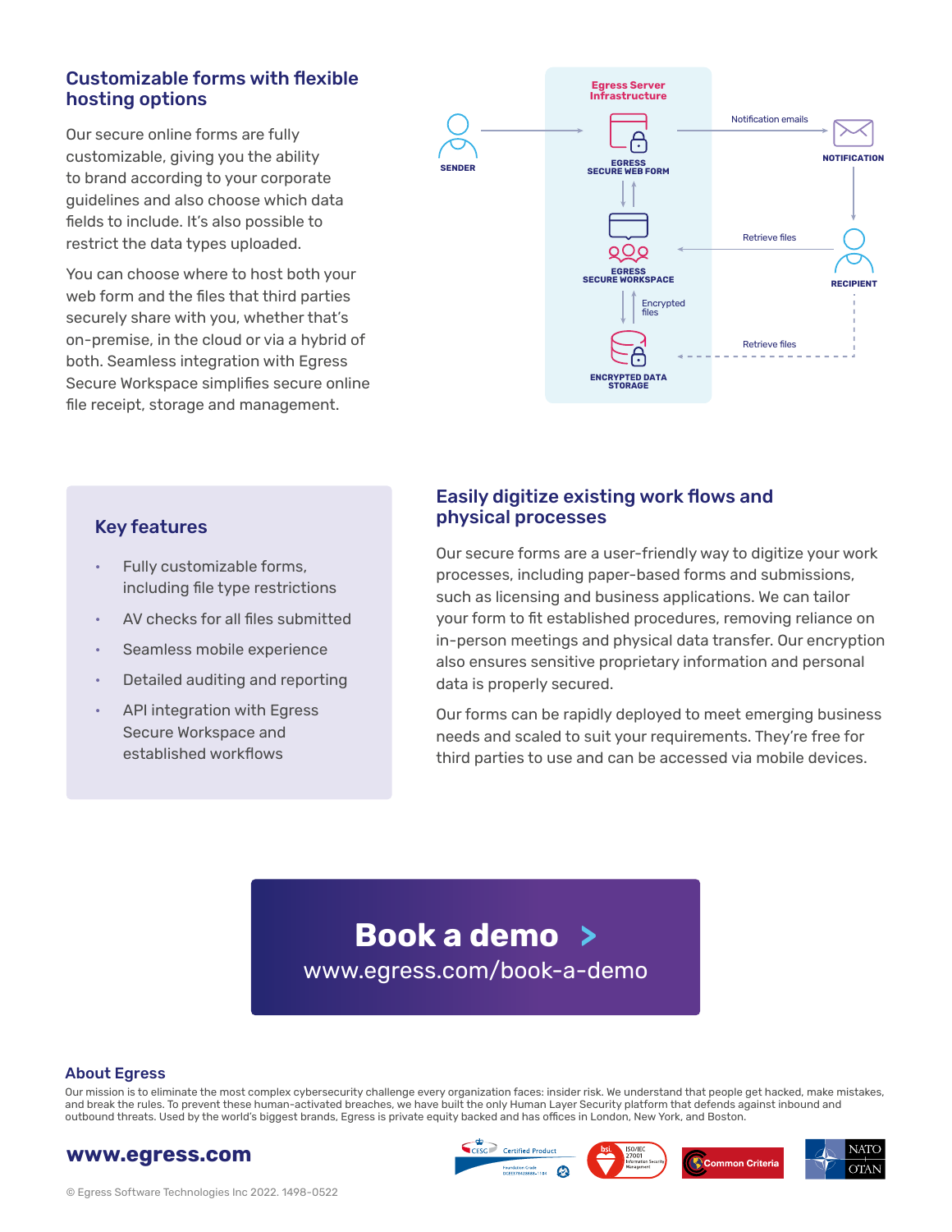## Customizable forms with flexible hosting options

Our secure online forms are fully customizable, giving you the ability to brand according to your corporate guidelines and also choose which data fields to include. It's also possible to restrict the data types uploaded.

You can choose where to host both your web form and the files that third parties securely share with you, whether that's on-premise, in the cloud or via a hybrid of both. Seamless integration with Egress Secure Workspace simplifies secure online file receipt, storage and management.

Egress Server Infrastructure

SENDER

EGRESS SECURE WEB FORM

Notification emails

NOTIFICATION

EGRESS SECURE WORKSPACE

Retrieve files

RECIPIENT

Encrypted files

ENCRYPTED DATA STORAGE

Retrieve files

### Key features

- Fully customizable forms, including file type restrictions
- AV checks for all files submitted
- Seamless mobile experience
- Detailed auditing and reporting
- API integration with Egress Secure Workspace and established workflows

## Easily digitize existing work flows and physical processes

Our secure forms are a user-friendly way to digitize your work processes, including paper-based forms and submissions, such as licensing and business applications. We can tailor your form to fit established procedures, removing reliance on in-person meetings and physical data transfer. Our encryption also ensures sensitive proprietary information and personal data is properly secured.

Our forms can be rapidly deployed to meet emerging business needs and scaled to suit your requirements. They're free for third parties to use and can be accessed via mobile devices.

**Book a demo >**

www.egress.com/book-a-demo

### About Egress

Our mission is to eliminate the most complex cybersecurity challenge every organization faces: insider risk. We understand that people get hacked, make mistakes, and break the rules. To prevent these human-activated breaches, we have built the only Human Layer Security platform that defends against inbound and outbound threats. Used by the world's biggest brands, Egress is private equity backed and has offices in London, New York, and Boston.

**www.egress.com**

© Egress Software Technologies Inc 2022. 1498-0522